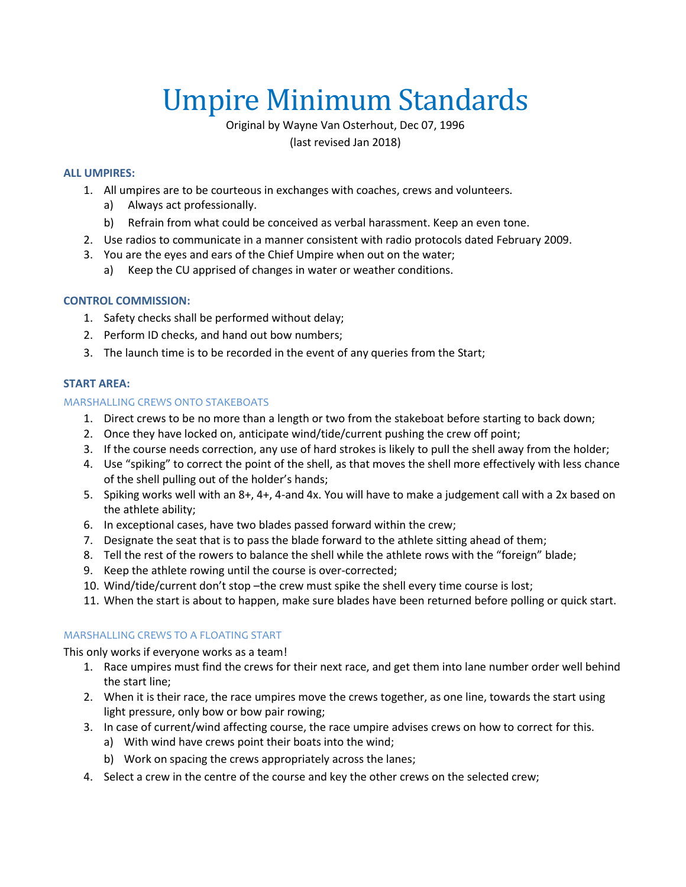# Umpire Minimum Standards

Original by Wayne Van Osterhout, Dec 07, 1996

(last revised Jan 2018)

## ALL UMPIRES:

1. All umpires are to be courteous in exchanges with coaches, crews and volunteers.
   a) Always act professionally.
   b) Refrain from what could be conceived as verbal harassment. Keep an even tone.
2. Use radios to communicate in a manner consistent with radio protocols dated February 2009.
3. You are the eyes and ears of the Chief Umpire when out on the water;
   a) Keep the CU apprised of changes in water or weather conditions.

## CONTROL COMMISSION:

1. Safety checks shall be performed without delay;
2. Perform ID checks, and hand out bow numbers;
3. The launch time is to be recorded in the event of any queries from the Start;

## START AREA:

### MARSHALLING CREWS ONTO STAKEBOATS

1. Direct crews to be no more than a length or two from the stakeboat before starting to back down;
2. Once they have locked on, anticipate wind/tide/current pushing the crew off point;
3. If the course needs correction, any use of hard strokes is likely to pull the shell away from the holder;
4. Use “spiking” to correct the point of the shell, as that moves the shell more effectively with less chance of the shell pulling out of the holder’s hands;
5. Spiking works well with an 8+, 4+, 4-and 4x. You will have to make a judgement call with a 2x based on the athlete ability;
6. In exceptional cases, have two blades passed forward within the crew;
7. Designate the seat that is to pass the blade forward to the athlete sitting ahead of them;
8. Tell the rest of the rowers to balance the shell while the athlete rows with the “foreign” blade;
9. Keep the athlete rowing until the course is over-corrected;
10. Wind/tide/current don’t stop –the crew must spike the shell every time course is lost;
11. When the start is about to happen, make sure blades have been returned before polling or quick start.

### MARSHALLING CREWS TO A FLOATING START

This only works if everyone works as a team!

1. Race umpires must find the crews for their next race, and get them into lane number order well behind the start line;
2. When it is their race, the race umpires move the crews together, as one line, towards the start using light pressure, only bow or bow pair rowing;
3. In case of current/wind affecting course, the race umpire advises crews on how to correct for this.
   a) With wind have crews point their boats into the wind;
   b) Work on spacing the crews appropriately across the lanes;
4. Select a crew in the centre of the course and key the other crews on the selected crew;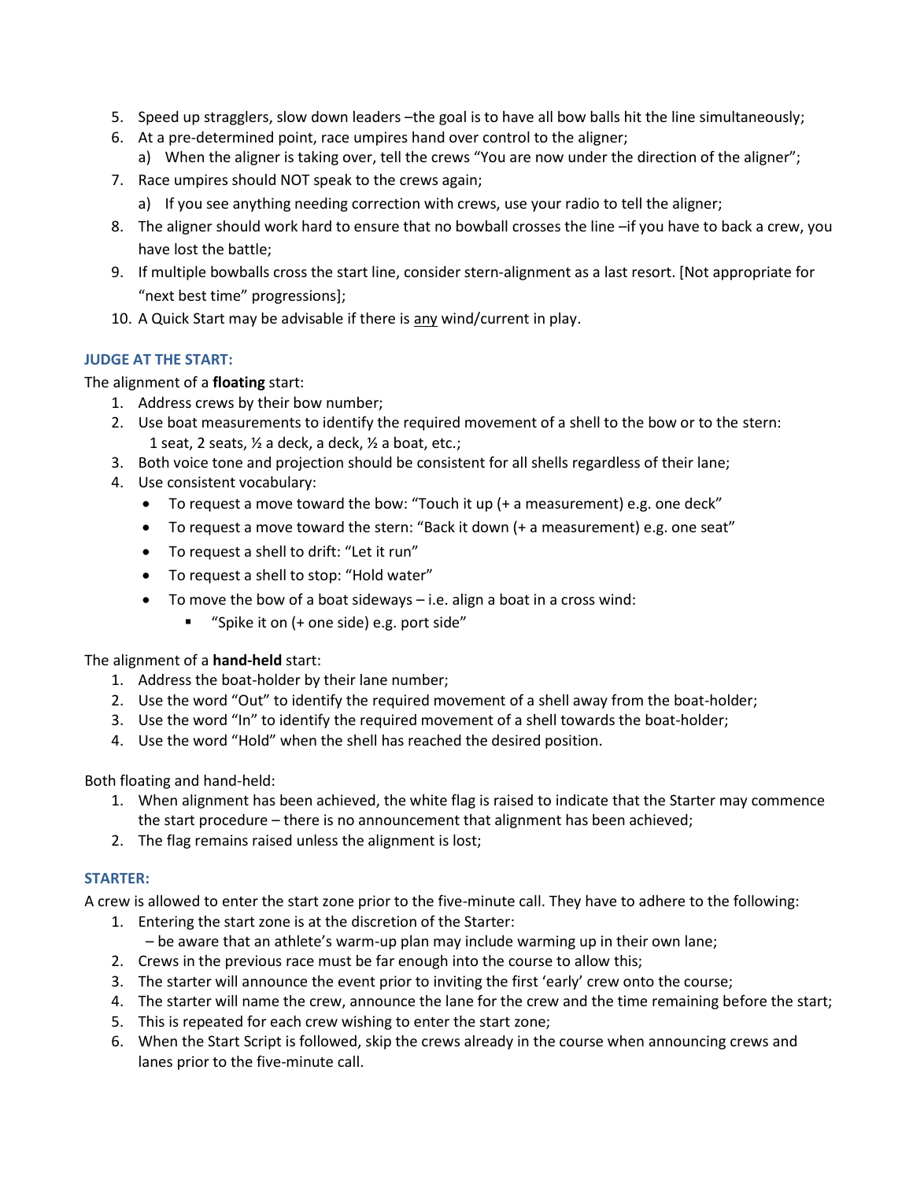5. Speed up stragglers, slow down leaders –the goal is to have all bow balls hit the line simultaneously;
6. At a pre-determined point, race umpires hand over control to the aligner;
   a) When the aligner is taking over, tell the crews "You are now under the direction of the aligner";
7. Race umpires should NOT speak to the crews again;
   a) If you see anything needing correction with crews, use your radio to tell the aligner;
8. The aligner should work hard to ensure that no bowball crosses the line –if you have to back a crew, you have lost the battle;
9. If multiple bowballs cross the start line, consider stern-alignment as a last resort. [Not appropriate for "next best time" progressions];
10. A Quick Start may be advisable if there is <u>any</u> wind/current in play.

### JUDGE AT THE START:

The alignment of a **floating** start:

1. Address crews by their bow number;
2. Use boat measurements to identify the required movement of a shell to the bow or to the stern: 1 seat, 2 seats, ½ a deck, a deck, ½ a boat, etc.;
3. Both voice tone and projection should be consistent for all shells regardless of their lane;
4. Use consistent vocabulary:
   - To request a move toward the bow: "Touch it up (+ a measurement) e.g. one deck"
   - To request a move toward the stern: "Back it down (+ a measurement) e.g. one seat"
   - To request a shell to drift: "Let it run"
   - To request a shell to stop: "Hold water"
   - To move the bow of a boat sideways – i.e. align a boat in a cross wind:
     - "Spike it on (+ one side) e.g. port side"

The alignment of a **hand-held** start:

1. Address the boat-holder by their lane number;
2. Use the word "Out" to identify the required movement of a shell away from the boat-holder;
3. Use the word "In" to identify the required movement of a shell towards the boat-holder;
4. Use the word "Hold" when the shell has reached the desired position.

Both floating and hand-held:

1. When alignment has been achieved, the white flag is raised to indicate that the Starter may commence the start procedure – there is no announcement that alignment has been achieved;
2. The flag remains raised unless the alignment is lost;

### STARTER:

A crew is allowed to enter the start zone prior to the five-minute call. They have to adhere to the following:

1. Entering the start zone is at the discretion of the Starter:
   – be aware that an athlete's warm-up plan may include warming up in their own lane;
2. Crews in the previous race must be far enough into the course to allow this;
3. The starter will announce the event prior to inviting the first 'early' crew onto the course;
4. The starter will name the crew, announce the lane for the crew and the time remaining before the start;
5. This is repeated for each crew wishing to enter the start zone;
6. When the Start Script is followed, skip the crews already in the course when announcing crews and lanes prior to the five-minute call.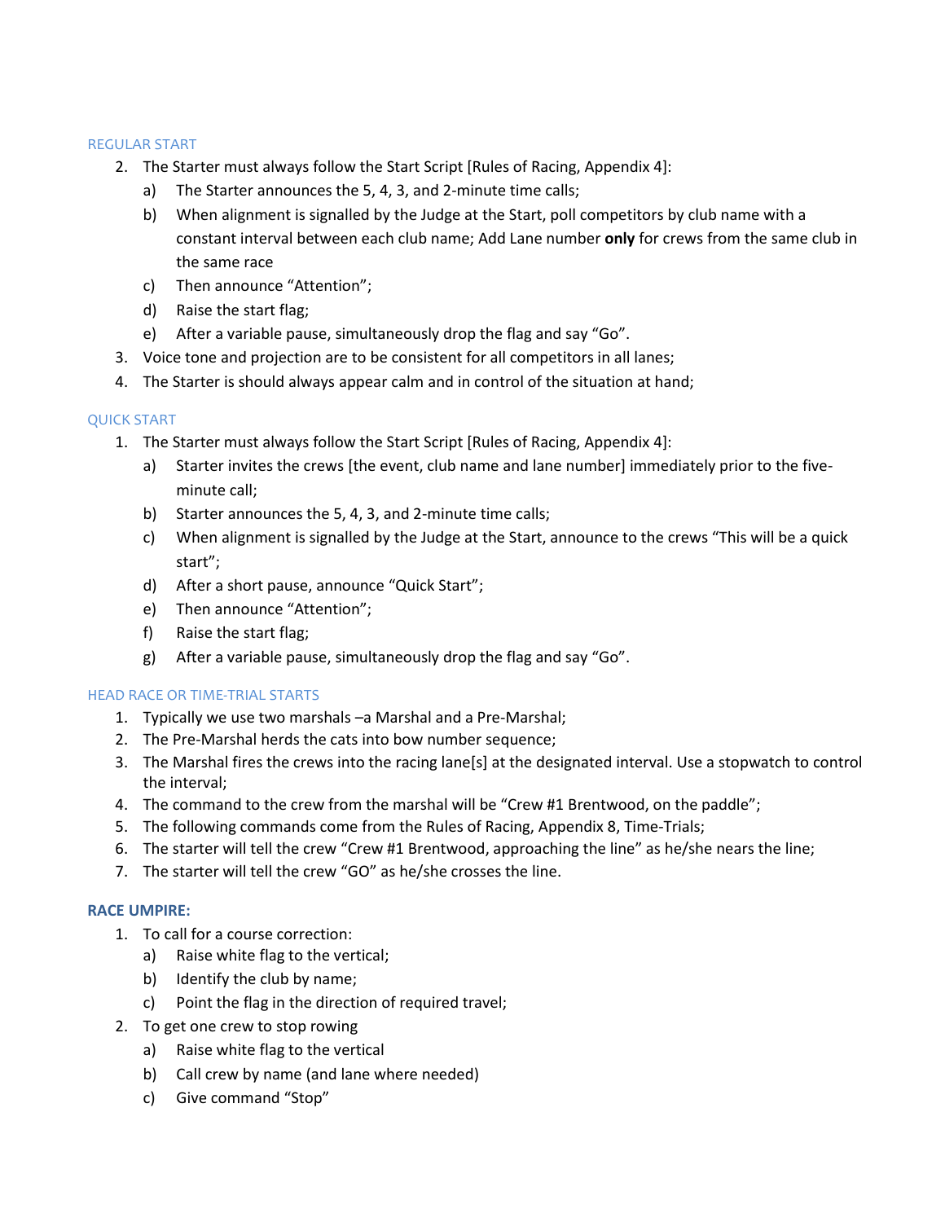### REGULAR START

2. The Starter must always follow the Start Script [Rules of Racing, Appendix 4]:
   a) The Starter announces the 5, 4, 3, and 2-minute time calls;
   b) When alignment is signalled by the Judge at the Start, poll competitors by club name with a constant interval between each club name; Add Lane number **only** for crews from the same club in the same race
   c) Then announce “Attention”;
   d) Raise the start flag;
   e) After a variable pause, simultaneously drop the flag and say “Go”.
3. Voice tone and projection are to be consistent for all competitors in all lanes;
4. The Starter is should always appear calm and in control of the situation at hand;

### QUICK START

1. The Starter must always follow the Start Script [Rules of Racing, Appendix 4]:
   a) Starter invites the crews [the event, club name and lane number] immediately prior to the five-minute call;
   b) Starter announces the 5, 4, 3, and 2-minute time calls;
   c) When alignment is signalled by the Judge at the Start, announce to the crews “This will be a quick start”;
   d) After a short pause, announce “Quick Start”;
   e) Then announce “Attention”;
   f) Raise the start flag;
   g) After a variable pause, simultaneously drop the flag and say “Go”.

### HEAD RACE OR TIME-TRIAL STARTS

1. Typically we use two marshals –a Marshal and a Pre-Marshal;
2. The Pre-Marshal herds the cats into bow number sequence;
3. The Marshal fires the crews into the racing lane[s] at the designated interval. Use a stopwatch to control the interval;
4. The command to the crew from the marshal will be “Crew #1 Brentwood, on the paddle”;
5. The following commands come from the Rules of Racing, Appendix 8, Time-Trials;
6. The starter will tell the crew “Crew #1 Brentwood, approaching the line” as he/she nears the line;
7. The starter will tell the crew “GO” as he/she crosses the line.

## RACE UMPIRE:

1. To call for a course correction:
   a) Raise white flag to the vertical;
   b) Identify the club by name;
   c) Point the flag in the direction of required travel;
2. To get one crew to stop rowing
   a) Raise white flag to the vertical
   b) Call crew by name (and lane where needed)
   c) Give command “Stop”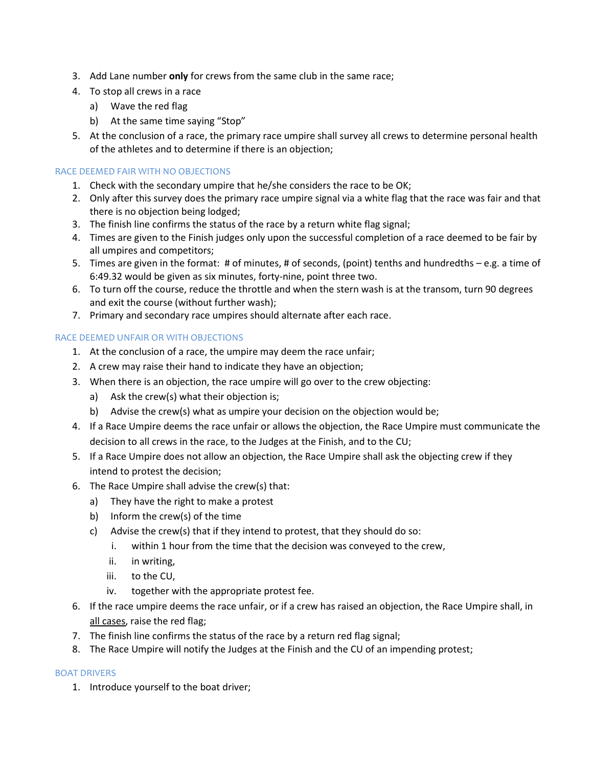3. Add Lane number **only** for crews from the same club in the same race;
4. To stop all crews in a race
   a) Wave the red flag
   b) At the same time saying "Stop"
5. At the conclusion of a race, the primary race umpire shall survey all crews to determine personal health of the athletes and to determine if there is an objection;

### RACE DEEMED FAIR WITH NO OBJECTIONS

1. Check with the secondary umpire that he/she considers the race to be OK;
2. Only after this survey does the primary race umpire signal via a white flag that the race was fair and that there is no objection being lodged;
3. The finish line confirms the status of the race by a return white flag signal;
4. Times are given to the Finish judges only upon the successful completion of a race deemed to be fair by all umpires and competitors;
5. Times are given in the format: # of minutes, # of seconds, (point) tenths and hundredths – e.g. a time of 6:49.32 would be given as six minutes, forty-nine, point three two.
6. To turn off the course, reduce the throttle and when the stern wash is at the transom, turn 90 degrees and exit the course (without further wash);
7. Primary and secondary race umpires should alternate after each race.

### RACE DEEMED UNFAIR OR WITH OBJECTIONS

1. At the conclusion of a race, the umpire may deem the race unfair;
2. A crew may raise their hand to indicate they have an objection;
3. When there is an objection, the race umpire will go over to the crew objecting:
   a) Ask the crew(s) what their objection is;
   b) Advise the crew(s) what as umpire your decision on the objection would be;
4. If a Race Umpire deems the race unfair or allows the objection, the Race Umpire must communicate the decision to all crews in the race, to the Judges at the Finish, and to the CU;
5. If a Race Umpire does not allow an objection, the Race Umpire shall ask the objecting crew if they intend to protest the decision;
6. The Race Umpire shall advise the crew(s) that:
   a) They have the right to make a protest
   b) Inform the crew(s) of the time
   c) Advise the crew(s) that if they intend to protest, that they should do so:
      i. within 1 hour from the time that the decision was conveyed to the crew,
      ii. in writing,
      iii. to the CU,
      iv. together with the appropriate protest fee.
6. If the race umpire deems the race unfair, or if a crew has raised an objection, the Race Umpire shall, in <u>all cases</u>, raise the red flag;
7. The finish line confirms the status of the race by a return red flag signal;
8. The Race Umpire will notify the Judges at the Finish and the CU of an impending protest;

### BOAT DRIVERS

1. Introduce yourself to the boat driver;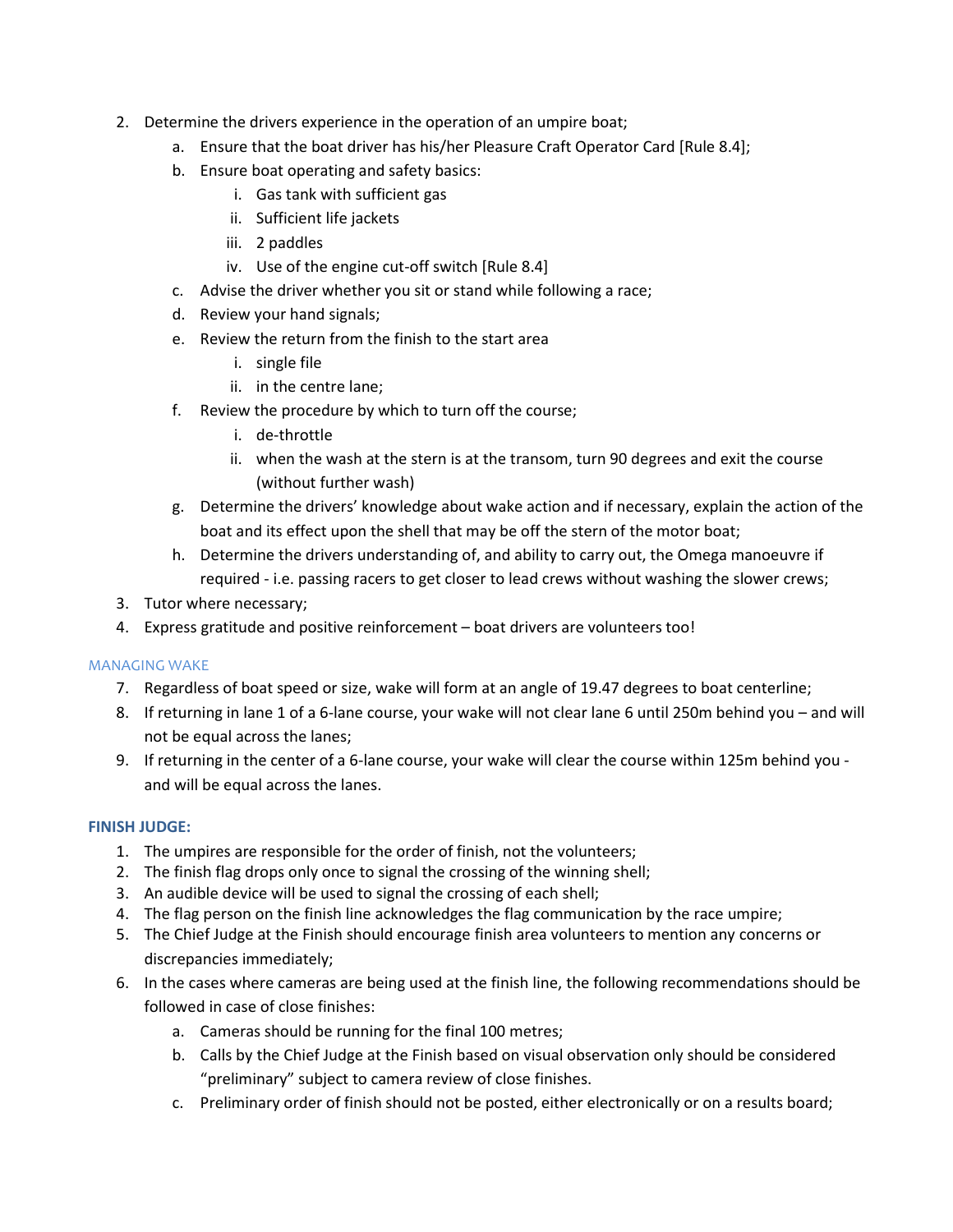2. Determine the drivers experience in the operation of an umpire boat;
    a. Ensure that the boat driver has his/her Pleasure Craft Operator Card [Rule 8.4];
    b. Ensure boat operating and safety basics:
        i. Gas tank with sufficient gas
        ii. Sufficient life jackets
        iii. 2 paddles
        iv. Use of the engine cut-off switch [Rule 8.4]
    c. Advise the driver whether you sit or stand while following a race;
    d. Review your hand signals;
    e. Review the return from the finish to the start area
        i. single file
        ii. in the centre lane;
    f. Review the procedure by which to turn off the course;
        i. de-throttle
        ii. when the wash at the stern is at the transom, turn 90 degrees and exit the course (without further wash)
    g. Determine the drivers' knowledge about wake action and if necessary, explain the action of the boat and its effect upon the shell that may be off the stern of the motor boat;
    h. Determine the drivers understanding of, and ability to carry out, the Omega manoeuvre if required - i.e. passing racers to get closer to lead crews without washing the slower crews;
3. Tutor where necessary;
4. Express gratitude and positive reinforcement – boat drivers are volunteers too!

### MANAGING WAKE

7. Regardless of boat speed or size, wake will form at an angle of 19.47 degrees to boat centerline;
8. If returning in lane 1 of a 6-lane course, your wake will not clear lane 6 until 250m behind you – and will not be equal across the lanes;
9. If returning in the center of a 6-lane course, your wake will clear the course within 125m behind you - and will be equal across the lanes.

### FINISH JUDGE:

1. The umpires are responsible for the order of finish, not the volunteers;
2. The finish flag drops only once to signal the crossing of the winning shell;
3. An audible device will be used to signal the crossing of each shell;
4. The flag person on the finish line acknowledges the flag communication by the race umpire;
5. The Chief Judge at the Finish should encourage finish area volunteers to mention any concerns or discrepancies immediately;
6. In the cases where cameras are being used at the finish line, the following recommendations should be followed in case of close finishes:
    a. Cameras should be running for the final 100 metres;
    b. Calls by the Chief Judge at the Finish based on visual observation only should be considered "preliminary" subject to camera review of close finishes.
    c. Preliminary order of finish should not be posted, either electronically or on a results board;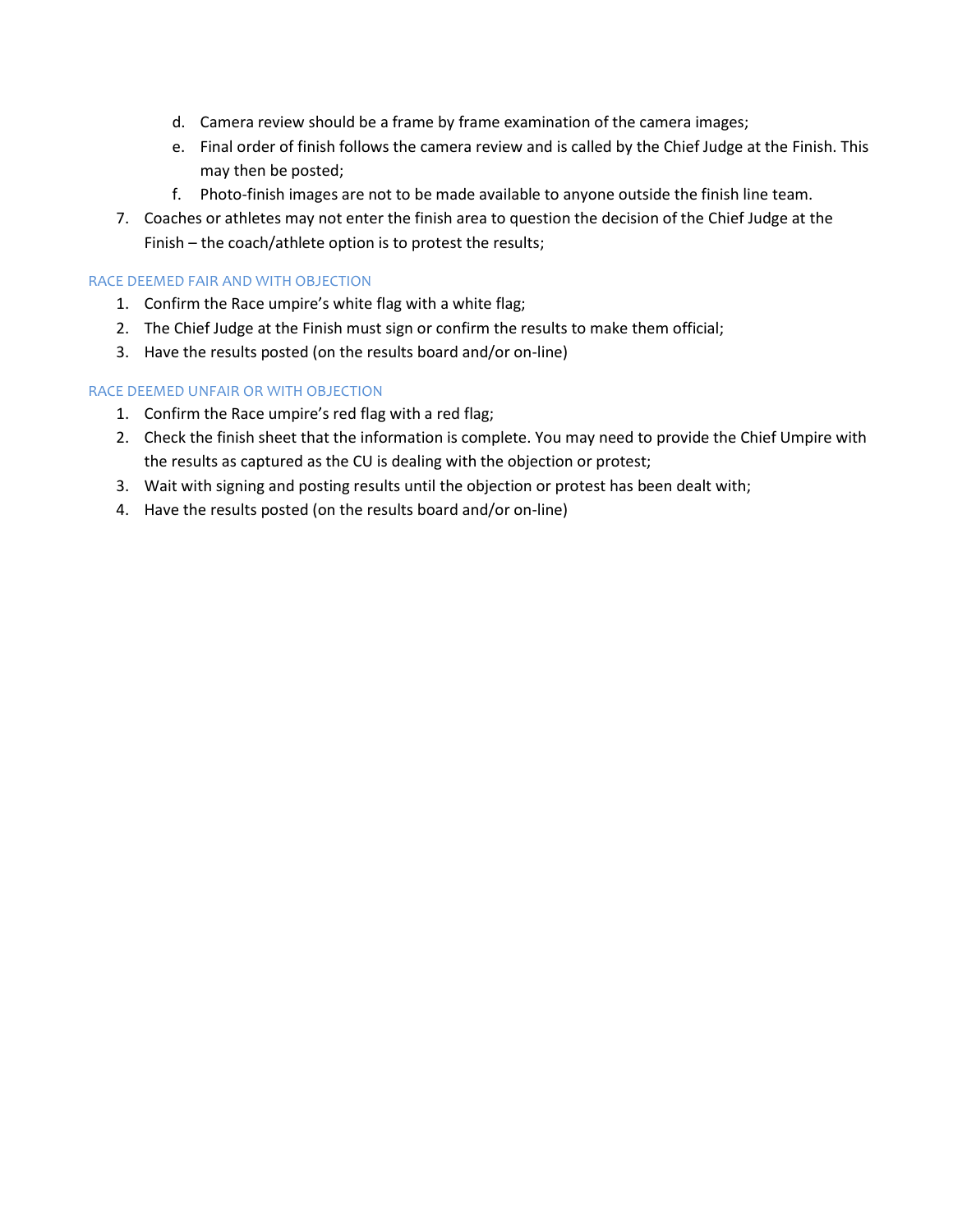d. Camera review should be a frame by frame examination of the camera images;
   e. Final order of finish follows the camera review and is called by the Chief Judge at the Finish. This may then be posted;
   f. Photo-finish images are not to be made available to anyone outside the finish line team.

7. Coaches or athletes may not enter the finish area to question the decision of the Chief Judge at the Finish – the coach/athlete option is to protest the results;

### RACE DEEMED FAIR AND WITH OBJECTION

1. Confirm the Race umpire's white flag with a white flag;
2. The Chief Judge at the Finish must sign or confirm the results to make them official;
3. Have the results posted (on the results board and/or on-line)

### RACE DEEMED UNFAIR OR WITH OBJECTION

1. Confirm the Race umpire's red flag with a red flag;
2. Check the finish sheet that the information is complete. You may need to provide the Chief Umpire with the results as captured as the CU is dealing with the objection or protest;
3. Wait with signing and posting results until the objection or protest has been dealt with;
4. Have the results posted (on the results board and/or on-line)